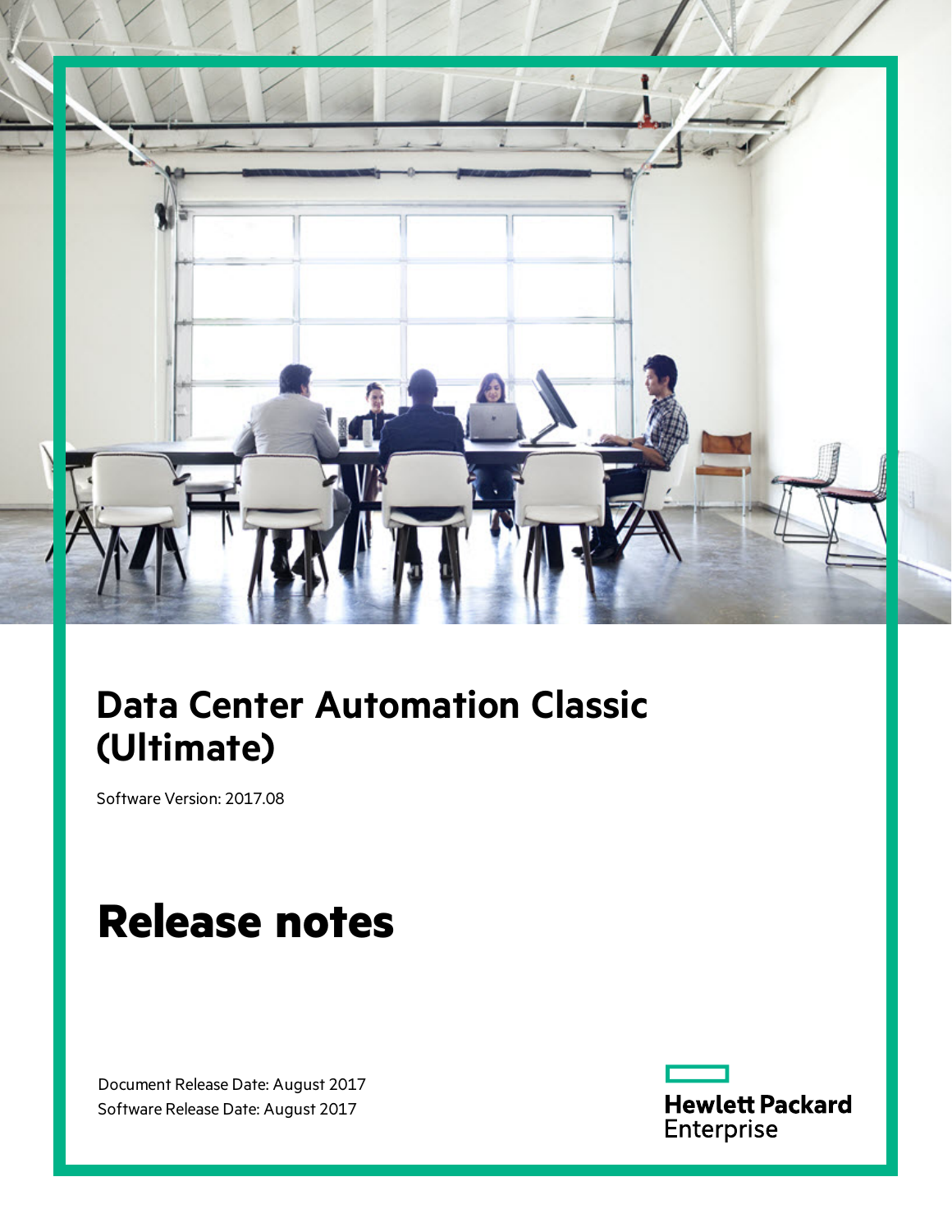# Data Center Automation Classic (Ultimate)

Software Version: 2017.08

# Release notes

Document Release Date: August 2017
Software Release Date: August 2017

Hewlett Packard Enterprise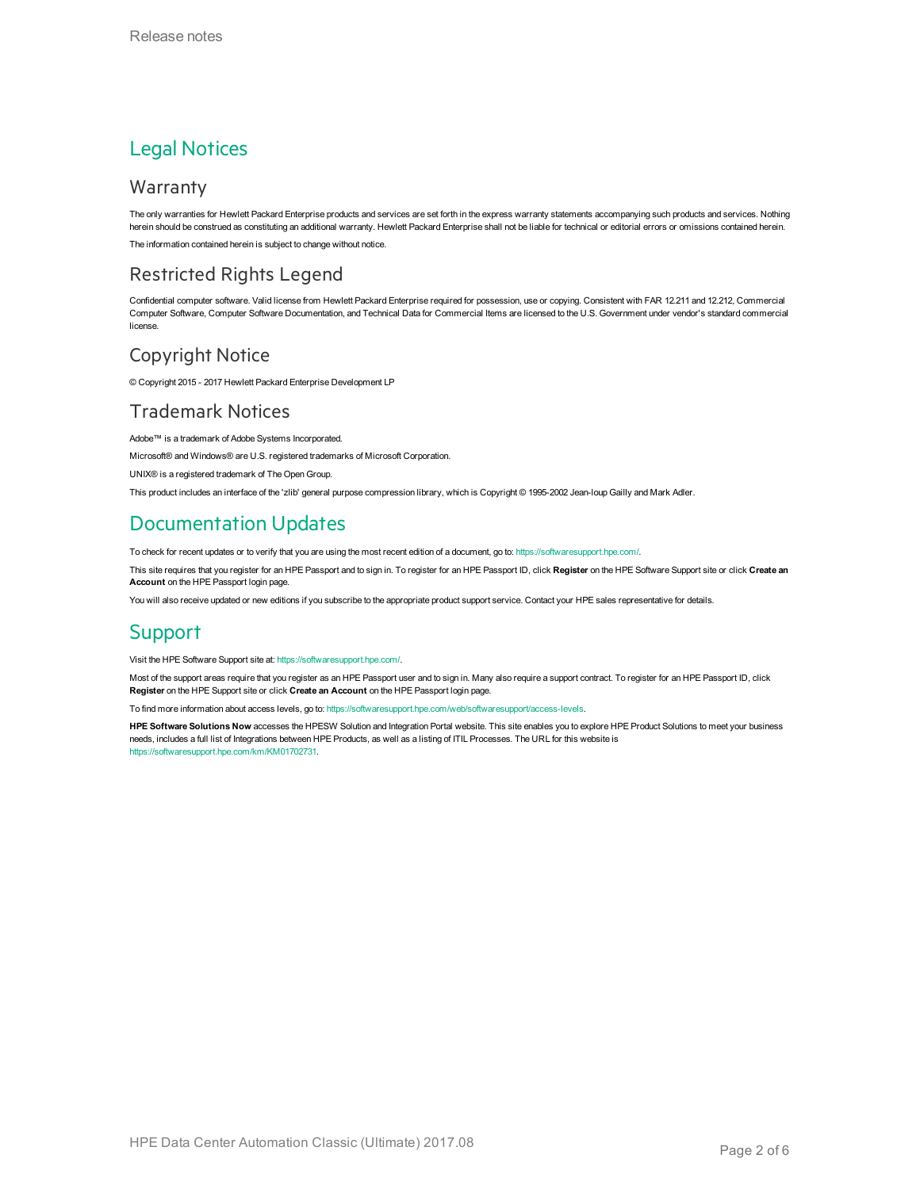# Legal Notices

## Warranty

The only warranties for Hewlett Packard Enterprise products and services are set forth in the express warranty statements accompanying such products and services. Nothing herein should be construed as constituting an additional warranty. Hewlett Packard Enterprise shall not be liable for technical or editorial errors or omissions contained herein.

The information contained herein is subject to change without notice.

## Restricted Rights Legend

Confidential computer software. Valid license from Hewlett Packard Enterprise required for possession, use or copying. Consistent with FAR 12.211 and 12.212, Commercial Computer Software, Computer Software Documentation, and Technical Data for Commercial Items are licensed to the U.S. Government under vendor's standard commercial license.

## Copyright Notice

© Copyright 2015 - 2017 Hewlett Packard Enterprise Development LP

## Trademark Notices

Adobe™ is a trademark of Adobe Systems Incorporated.

Microsoft® and Windows® are U.S. registered trademarks of Microsoft Corporation.

UNIX® is a registered trademark of The Open Group.

This product includes an interface of the 'zlib' general purpose compression library, which is Copyright © 1995-2002 Jean-loup Gailly and Mark Adler.

# Documentation Updates

To check for recent updates or to verify that you are using the most recent edition of a document, go to: https://softwaresupport.hpe.com/.

This site requires that you register for an HPE Passport and to sign in. To register for an HPE Passport ID, click **Register** on the HPE Software Support site or click **Create an Account** on the HPE Passport login page.

You will also receive updated or new editions if you subscribe to the appropriate product support service. Contact your HPE sales representative for details.

# Support

Visit the HPE Software Support site at: https://softwaresupport.hpe.com/.

Most of the support areas require that you register as an HPE Passport user and to sign in. Many also require a support contract. To register for an HPE Passport ID, click **Register** on the HPE Support site or click **Create an Account** on the HPE Passport login page.

To find more information about access levels, go to: https://softwaresupport.hpe.com/web/softwaresupport/access-levels.

**HPE Software Solutions Now** accesses the HPESW Solution and Integration Portal website. This site enables you to explore HPE Product Solutions to meet your business needs, includes a full list of Integrations between HPE Products, as well as a listing of ITIL Processes. The URL for this website is https://softwaresupport.hpe.com/km/KM01702731.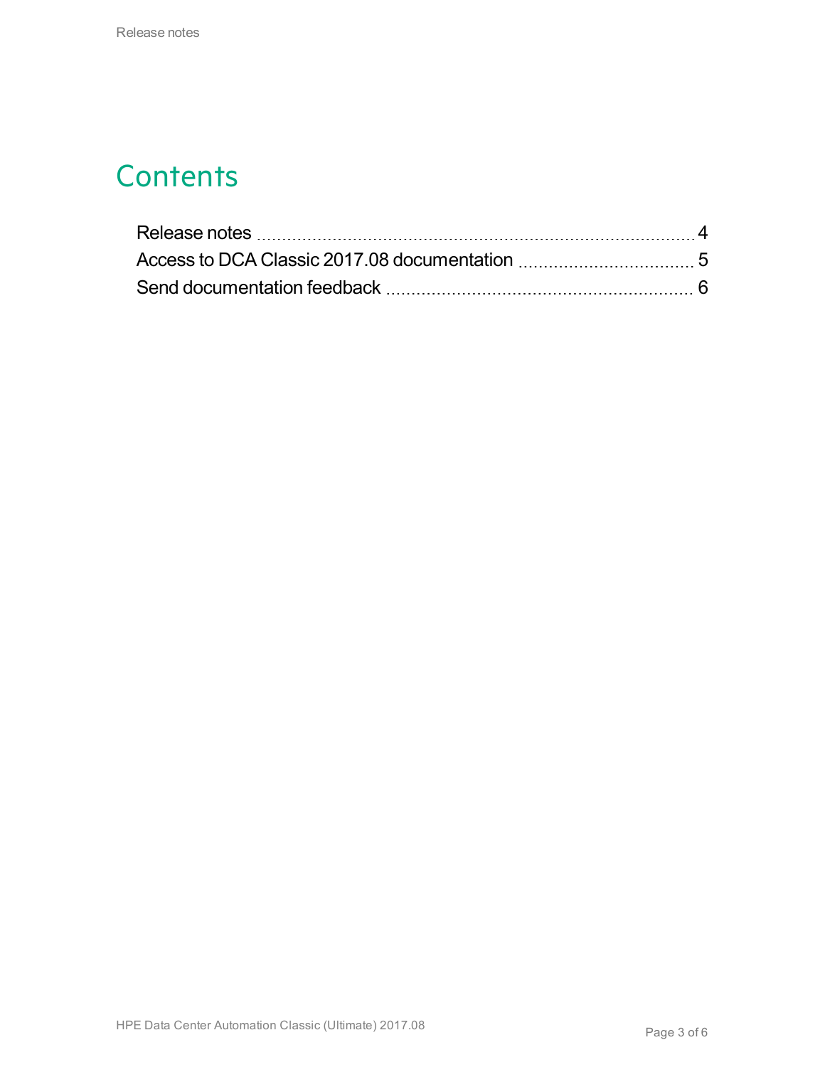# Contents

Release notes ... 4
Access to DCA Classic 2017.08 documentation ... 5
Send documentation feedback ... 6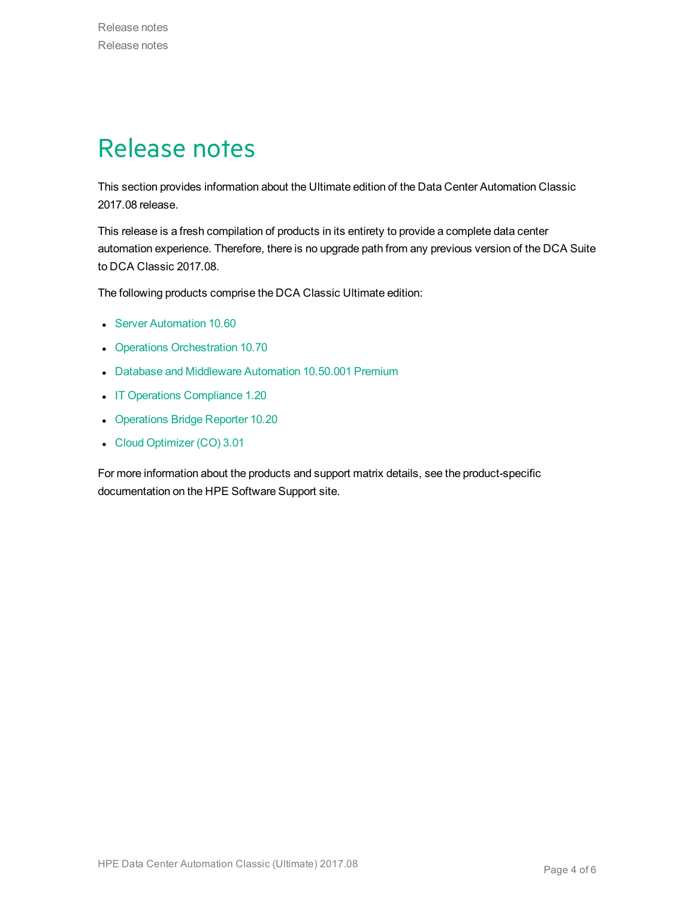# Release notes

This section provides information about the Ultimate edition of the Data Center Automation Classic 2017.08 release.

This release is a fresh compilation of products in its entirety to provide a complete data center automation experience. Therefore, there is no upgrade path from any previous version of the DCA Suite to DCA Classic 2017.08.

The following products comprise the DCA Classic Ultimate edition:

- Server Automation 10.60
- Operations Orchestration 10.70
- Database and Middleware Automation 10.50.001 Premium
- IT Operations Compliance 1.20
- Operations Bridge Reporter 10.20
- Cloud Optimizer (CO) 3.01

For more information about the products and support matrix details, see the product-specific documentation on the HPE Software Support site.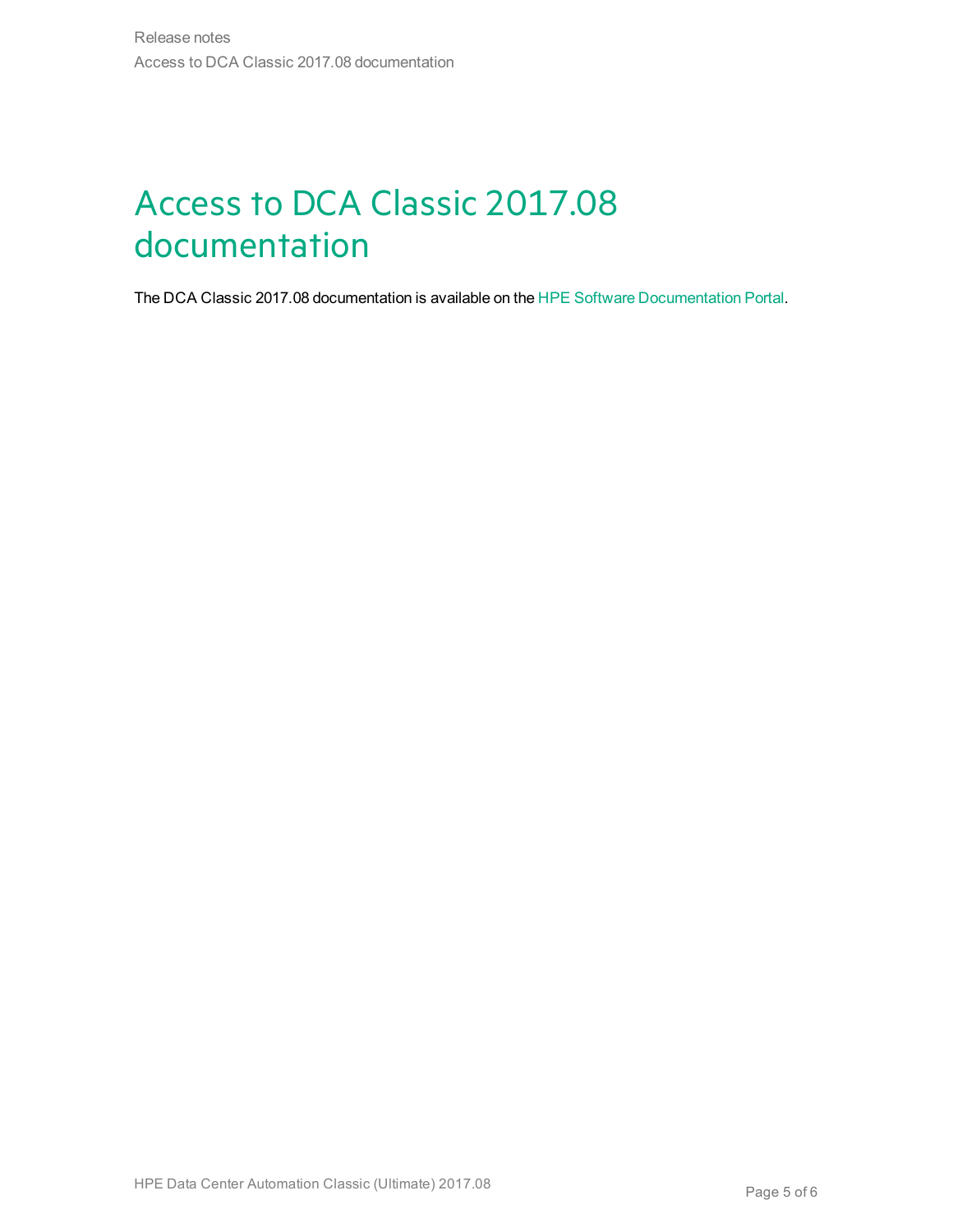# Access to DCA Classic 2017.08 documentation

The DCA Classic 2017.08 documentation is available on the HPE Software Documentation Portal.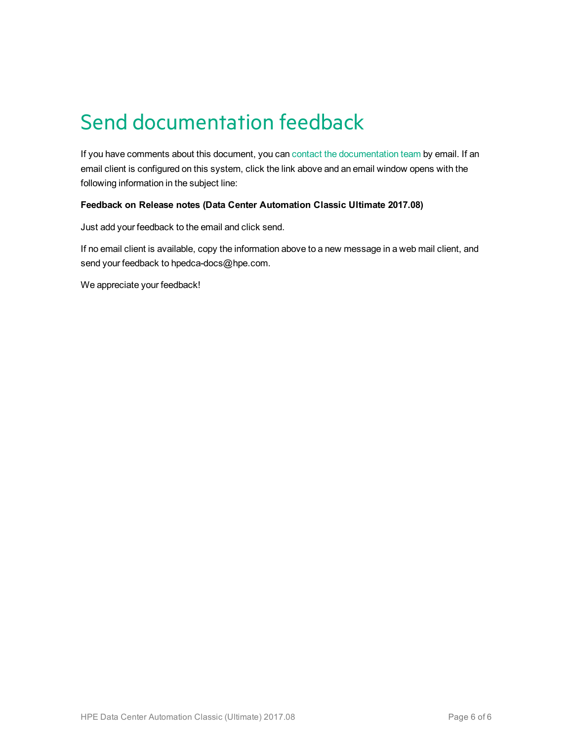# Send documentation feedback

If you have comments about this document, you can contact the documentation team by email. If an email client is configured on this system, click the link above and an email window opens with the following information in the subject line:

**Feedback on Release notes (Data Center Automation Classic Ultimate 2017.08)**

Just add your feedback to the email and click send.

If no email client is available, copy the information above to a new message in a web mail client, and send your feedback to hpedca-docs@hpe.com.

We appreciate your feedback!